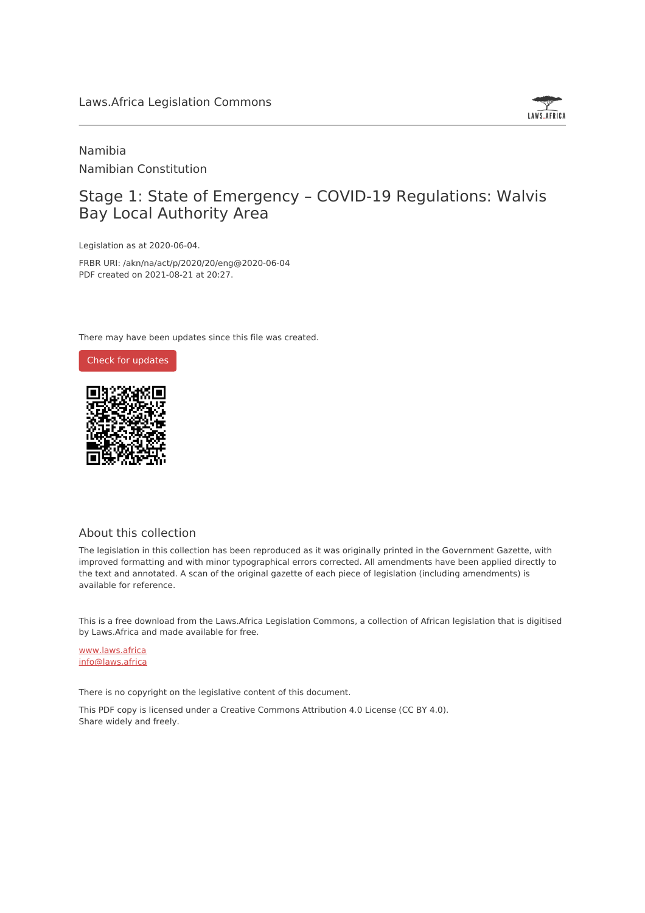Laws.Africa Legislation Commons

Namibia

Namibian Constitution

# Stage 1: State of Emergency – COVID-19 Regulations: Walvis Bay Local Authority Area

Legislation as at 2020-06-04.

FRBR URI: /akn/na/act/p/2020/20/eng@2020-06-04

PDF created on 2021-08-21 at 20:27.

There may have been updates since this file was created.

Check for updates

## About this collection

The legislation in this collection has been reproduced as it was originally printed in the Government Gazette, with improved formatting and with minor typographical errors corrected. All amendments have been applied directly to the text and annotated. A scan of the original gazette of each piece of legislation (including amendments) is available for reference.

This is a free download from the Laws.Africa Legislation Commons, a collection of African legislation that is digitised by Laws.Africa and made available for free.

www.laws.africa
info@laws.africa

There is no copyright on the legislative content of this document.

This PDF copy is licensed under a Creative Commons Attribution 4.0 License (CC BY 4.0). Share widely and freely.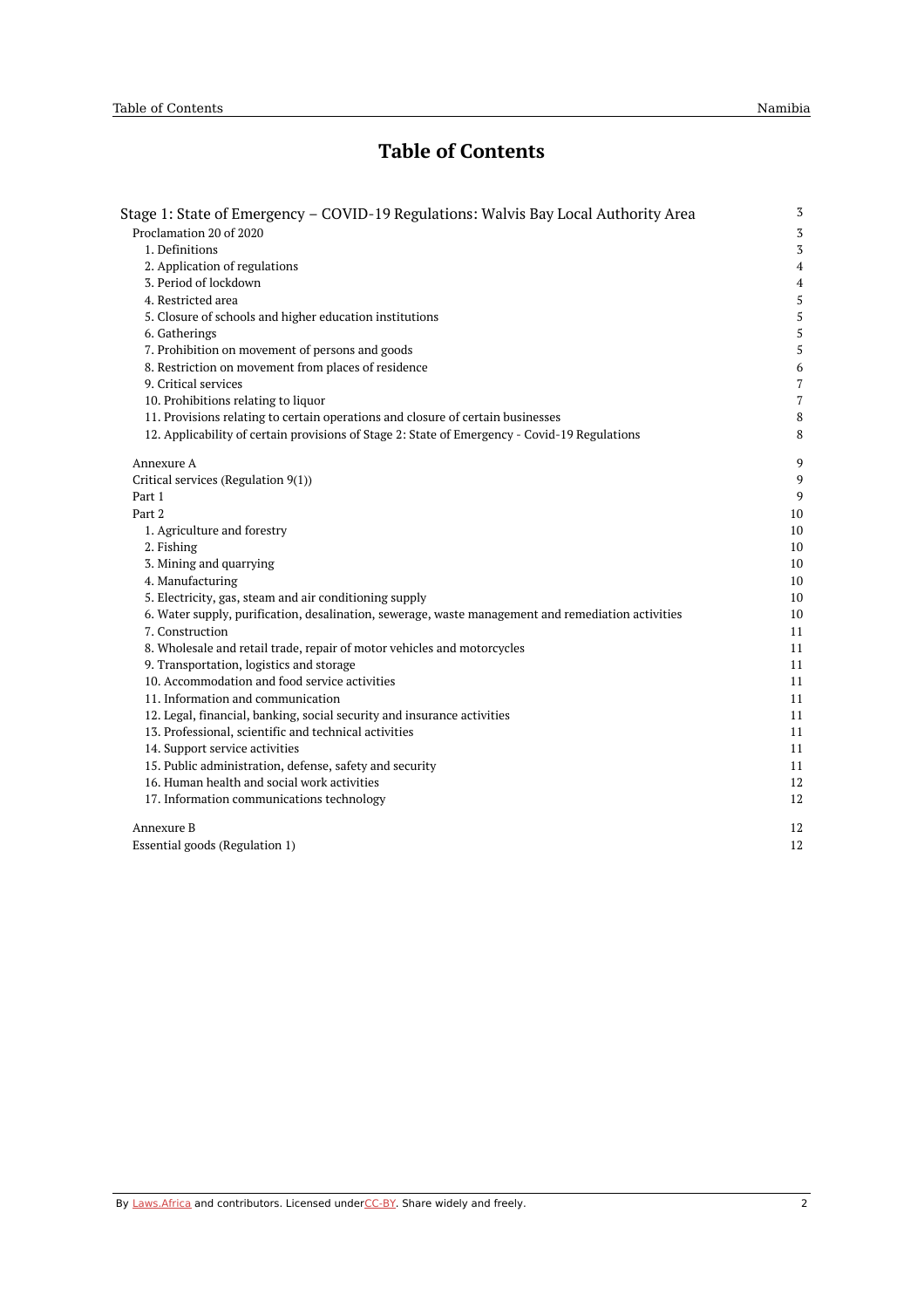# Table of Contents

| | |
|---|---|
| Stage 1: State of Emergency – COVID-19 Regulations: Walvis Bay Local Authority Area | 3 |
| Proclamation 20 of 2020 | 3 |
| 1. Definitions | 3 |
| 2. Application of regulations | 4 |
| 3. Period of lockdown | 4 |
| 4. Restricted area | 5 |
| 5. Closure of schools and higher education institutions | 5 |
| 6. Gatherings | 5 |
| 7. Prohibition on movement of persons and goods | 5 |
| 8. Restriction on movement from places of residence | 6 |
| 9. Critical services | 7 |
| 10. Prohibitions relating to liquor | 7 |
| 11. Provisions relating to certain operations and closure of certain businesses | 8 |
| 12. Applicability of certain provisions of Stage 2: State of Emergency - Covid-19 Regulations | 8 |
| Annexure A | 9 |
| Critical services (Regulation 9(1)) | 9 |
| Part 1 | 9 |
| Part 2 | 10 |
| 1. Agriculture and forestry | 10 |
| 2. Fishing | 10 |
| 3. Mining and quarrying | 10 |
| 4. Manufacturing | 10 |
| 5. Electricity, gas, steam and air conditioning supply | 10 |
| 6. Water supply, purification, desalination, sewerage, waste management and remediation activities | 10 |
| 7. Construction | 11 |
| 8. Wholesale and retail trade, repair of motor vehicles and motorcycles | 11 |
| 9. Transportation, logistics and storage | 11 |
| 10. Accommodation and food service activities | 11 |
| 11. Information and communication | 11 |
| 12. Legal, financial, banking, social security and insurance activities | 11 |
| 13. Professional, scientific and technical activities | 11 |
| 14. Support service activities | 11 |
| 15. Public administration, defense, safety and security | 11 |
| 16. Human health and social work activities | 12 |
| 17. Information communications technology | 12 |
| Annexure B | 12 |
| Essential goods (Regulation 1) | 12 |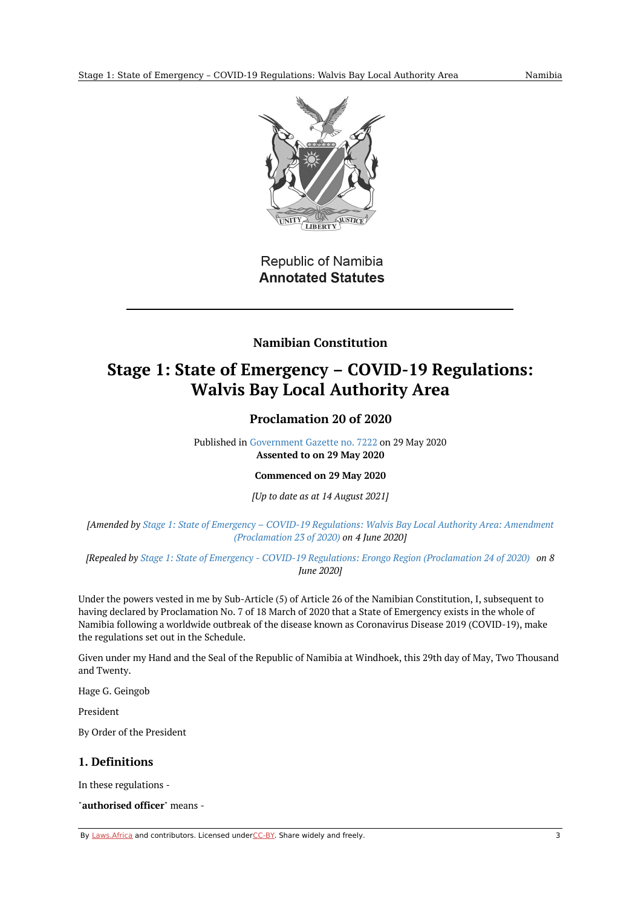Republic of Namibia
**Annotated Statutes**

## Namibian Constitution

# Stage 1: State of Emergency – COVID-19 Regulations: Walvis Bay Local Authority Area

### Proclamation 20 of 2020

Published in Government Gazette no. 7222 on 29 May 2020
**Assented to on 29 May 2020**

**Commenced on 29 May 2020**

*[Up to date as at 14 August 2021]*

*[Amended by Stage 1: State of Emergency – COVID-19 Regulations: Walvis Bay Local Authority Area: Amendment (Proclamation 23 of 2020) on 4 June 2020]*

*[Repealed by Stage 1: State of Emergency - COVID-19 Regulations: Erongo Region (Proclamation 24 of 2020) on 8 June 2020]*

Under the powers vested in me by Sub-Article (5) of Article 26 of the Namibian Constitution, I, subsequent to having declared by Proclamation No. 7 of 18 March of 2020 that a State of Emergency exists in the whole of Namibia following a worldwide outbreak of the disease known as Coronavirus Disease 2019 (COVID-19), make the regulations set out in the Schedule.

Given under my Hand and the Seal of the Republic of Namibia at Windhoek, this 29th day of May, Two Thousand and Twenty.

Hage G. Geingob

President

By Order of the President

## 1. Definitions

In these regulations -

"**authorised officer**" means -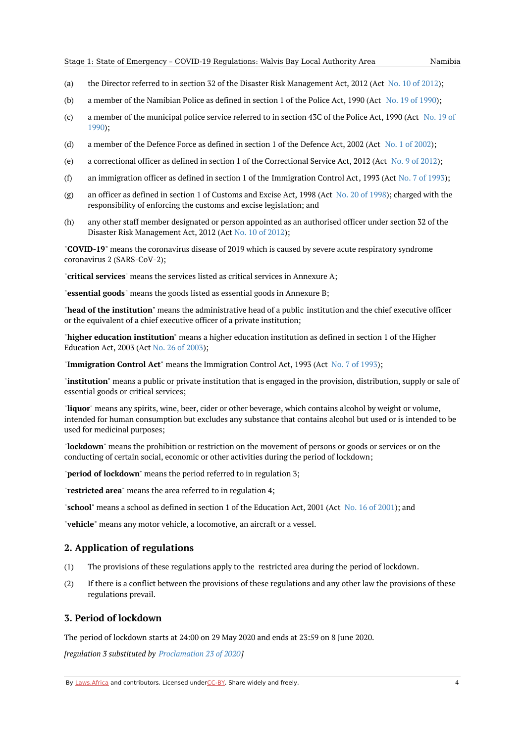(a) the Director referred to in section 32 of the Disaster Risk Management Act, 2012 (Act No. 10 of 2012);

(b) a member of the Namibian Police as defined in section 1 of the Police Act, 1990 (Act No. 19 of 1990);

(c) a member of the municipal police service referred to in section 43C of the Police Act, 1990 (Act No. 19 of 1990);

(d) a member of the Defence Force as defined in section 1 of the Defence Act, 2002 (Act No. 1 of 2002);

(e) a correctional officer as defined in section 1 of the Correctional Service Act, 2012 (Act No. 9 of 2012);

(f) an immigration officer as defined in section 1 of the Immigration Control Act, 1993 (Act No. 7 of 1993);

(g) an officer as defined in section 1 of Customs and Excise Act, 1998 (Act No. 20 of 1998); charged with the responsibility of enforcing the customs and excise legislation; and

(h) any other staff member designated or person appointed as an authorised officer under section 32 of the Disaster Risk Management Act, 2012 (Act No. 10 of 2012);

"**COVID-19**" means the coronavirus disease of 2019 which is caused by severe acute respiratory syndrome coronavirus 2 (SARS-CoV-2);

"**critical services**" means the services listed as critical services in Annexure A;

"**essential goods**" means the goods listed as essential goods in Annexure B;

"**head of the institution**" means the administrative head of a public institution and the chief executive officer or the equivalent of a chief executive officer of a private institution;

"**higher education institution**" means a higher education institution as defined in section 1 of the Higher Education Act, 2003 (Act No. 26 of 2003);

"**Immigration Control Act**" means the Immigration Control Act, 1993 (Act No. 7 of 1993);

"**institution**" means a public or private institution that is engaged in the provision, distribution, supply or sale of essential goods or critical services;

"**liquor**" means any spirits, wine, beer, cider or other beverage, which contains alcohol by weight or volume, intended for human consumption but excludes any substance that contains alcohol but used or is intended to be used for medicinal purposes;

"**lockdown**" means the prohibition or restriction on the movement of persons or goods or services or on the conducting of certain social, economic or other activities during the period of lockdown;

"**period of lockdown**" means the period referred to in regulation 3;

"**restricted area**" means the area referred to in regulation 4;

"**school**" means a school as defined in section 1 of the Education Act, 2001 (Act No. 16 of 2001); and

"**vehicle**" means any motor vehicle, a locomotive, an aircraft or a vessel.

## 2. Application of regulations

(1) The provisions of these regulations apply to the restricted area during the period of lockdown.

(2) If there is a conflict between the provisions of these regulations and any other law the provisions of these regulations prevail.

## 3. Period of lockdown

The period of lockdown starts at 24:00 on 29 May 2020 and ends at 23:59 on 8 June 2020.

*[regulation 3 substituted by Proclamation 23 of 2020]*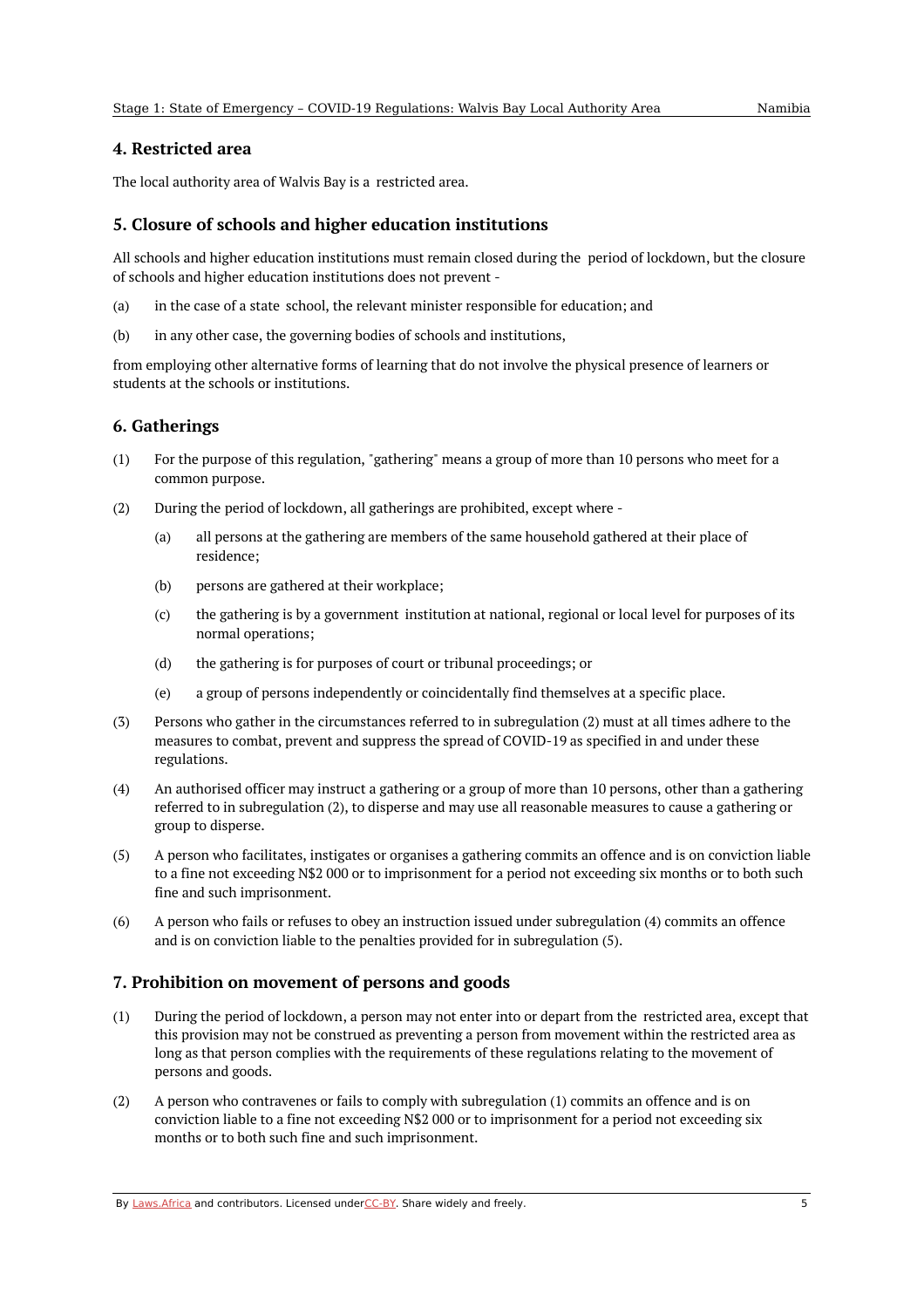## 4. Restricted area

The local authority area of Walvis Bay is a restricted area.

## 5. Closure of schools and higher education institutions

All schools and higher education institutions must remain closed during the period of lockdown, but the closure of schools and higher education institutions does not prevent -

(a) in the case of a state school, the relevant minister responsible for education; and

(b) in any other case, the governing bodies of schools and institutions,

from employing other alternative forms of learning that do not involve the physical presence of learners or students at the schools or institutions.

## 6. Gatherings

(1) For the purpose of this regulation, "gathering" means a group of more than 10 persons who meet for a common purpose.

(2) During the period of lockdown, all gatherings are prohibited, except where -

  (a) all persons at the gathering are members of the same household gathered at their place of residence;

  (b) persons are gathered at their workplace;

  (c) the gathering is by a government institution at national, regional or local level for purposes of its normal operations;

  (d) the gathering is for purposes of court or tribunal proceedings; or

  (e) a group of persons independently or coincidentally find themselves at a specific place.

(3) Persons who gather in the circumstances referred to in subregulation (2) must at all times adhere to the measures to combat, prevent and suppress the spread of COVID-19 as specified in and under these regulations.

(4) An authorised officer may instruct a gathering or a group of more than 10 persons, other than a gathering referred to in subregulation (2), to disperse and may use all reasonable measures to cause a gathering or group to disperse.

(5) A person who facilitates, instigates or organises a gathering commits an offence and is on conviction liable to a fine not exceeding N$2 000 or to imprisonment for a period not exceeding six months or to both such fine and such imprisonment.

(6) A person who fails or refuses to obey an instruction issued under subregulation (4) commits an offence and is on conviction liable to the penalties provided for in subregulation (5).

## 7. Prohibition on movement of persons and goods

(1) During the period of lockdown, a person may not enter into or depart from the restricted area, except that this provision may not be construed as preventing a person from movement within the restricted area as long as that person complies with the requirements of these regulations relating to the movement of persons and goods.

(2) A person who contravenes or fails to comply with subregulation (1) commits an offence and is on conviction liable to a fine not exceeding N$2 000 or to imprisonment for a period not exceeding six months or to both such fine and such imprisonment.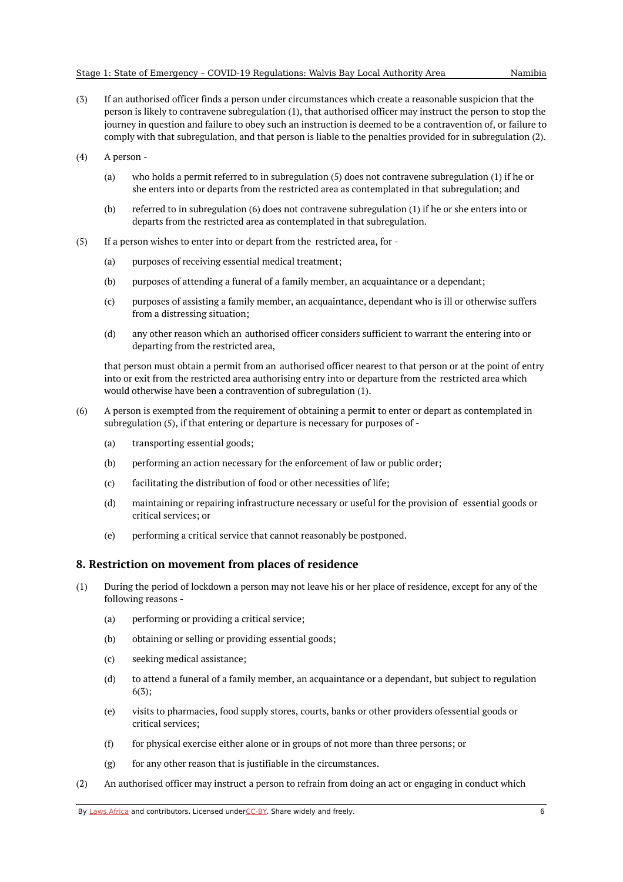(3) If an authorised officer finds a person under circumstances which create a reasonable suspicion that the person is likely to contravene subregulation (1), that authorised officer may instruct the person to stop the journey in question and failure to obey such an instruction is deemed to be a contravention of, or failure to comply with that subregulation, and that person is liable to the penalties provided for in subregulation (2).

(4) A person -

(a) who holds a permit referred to in subregulation (5) does not contravene subregulation (1) if he or she enters into or departs from the restricted area as contemplated in that subregulation; and

(b) referred to in subregulation (6) does not contravene subregulation (1) if he or she enters into or departs from the restricted area as contemplated in that subregulation.

(5) If a person wishes to enter into or depart from the restricted area, for -

(a) purposes of receiving essential medical treatment;

(b) purposes of attending a funeral of a family member, an acquaintance or a dependant;

(c) purposes of assisting a family member, an acquaintance, dependant who is ill or otherwise suffers from a distressing situation;

(d) any other reason which an authorised officer considers sufficient to warrant the entering into or departing from the restricted area,

that person must obtain a permit from an authorised officer nearest to that person or at the point of entry into or exit from the restricted area authorising entry into or departure from the restricted area which would otherwise have been a contravention of subregulation (1).

(6) A person is exempted from the requirement of obtaining a permit to enter or depart as contemplated in subregulation (5), if that entering or departure is necessary for purposes of -

(a) transporting essential goods;

(b) performing an action necessary for the enforcement of law or public order;

(c) facilitating the distribution of food or other necessities of life;

(d) maintaining or repairing infrastructure necessary or useful for the provision of essential goods or critical services; or

(e) performing a critical service that cannot reasonably be postponed.

## 8. Restriction on movement from places of residence

(1) During the period of lockdown a person may not leave his or her place of residence, except for any of the following reasons -

(a) performing or providing a critical service;

(b) obtaining or selling or providing essential goods;

(c) seeking medical assistance;

(d) to attend a funeral of a family member, an acquaintance or a dependant, but subject to regulation 6(3);

(e) visits to pharmacies, food supply stores, courts, banks or other providers ofessential goods or critical services;

(f) for physical exercise either alone or in groups of not more than three persons; or

(g) for any other reason that is justifiable in the circumstances.

(2) An authorised officer may instruct a person to refrain from doing an act or engaging in conduct which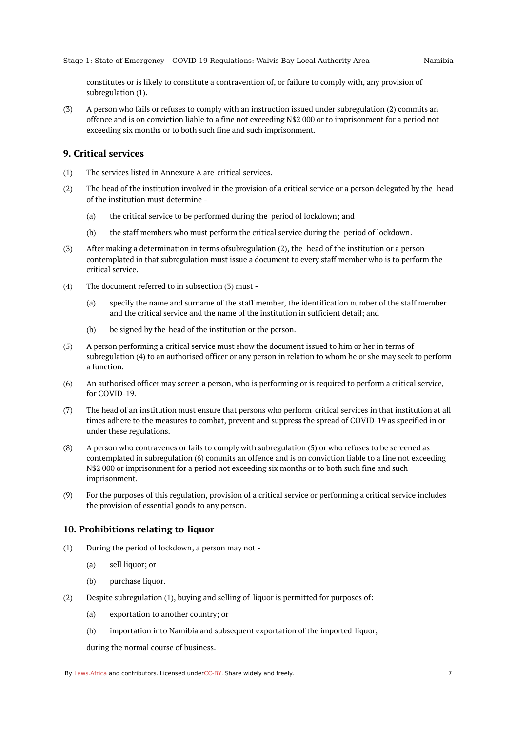constitutes or is likely to constitute a contravention of, or failure to comply with, any provision of subregulation (1).

(3) A person who fails or refuses to comply with an instruction issued under subregulation (2) commits an offence and is on conviction liable to a fine not exceeding N$2 000 or to imprisonment for a period not exceeding six months or to both such fine and such imprisonment.

## 9. Critical services

(1) The services listed in Annexure A are critical services.

(2) The head of the institution involved in the provision of a critical service or a person delegated by the head of the institution must determine -

(a) the critical service to be performed during the period of lockdown; and

(b) the staff members who must perform the critical service during the period of lockdown.

(3) After making a determination in terms ofsubregulation (2), the head of the institution or a person contemplated in that subregulation must issue a document to every staff member who is to perform the critical service.

(4) The document referred to in subsection (3) must -

(a) specify the name and surname of the staff member, the identification number of the staff member and the critical service and the name of the institution in sufficient detail; and

(b) be signed by the head of the institution or the person.

(5) A person performing a critical service must show the document issued to him or her in terms of subregulation (4) to an authorised officer or any person in relation to whom he or she may seek to perform a function.

(6) An authorised officer may screen a person, who is performing or is required to perform a critical service, for COVID-19.

(7) The head of an institution must ensure that persons who perform critical services in that institution at all times adhere to the measures to combat, prevent and suppress the spread of COVID-19 as specified in or under these regulations.

(8) A person who contravenes or fails to comply with subregulation (5) or who refuses to be screened as contemplated in subregulation (6) commits an offence and is on conviction liable to a fine not exceeding N$2 000 or imprisonment for a period not exceeding six months or to both such fine and such imprisonment.

(9) For the purposes of this regulation, provision of a critical service or performing a critical service includes the provision of essential goods to any person.

## 10. Prohibitions relating to liquor

(1) During the period of lockdown, a person may not -

(a) sell liquor; or

(b) purchase liquor.

(2) Despite subregulation (1), buying and selling of liquor is permitted for purposes of:

(a) exportation to another country; or

(b) importation into Namibia and subsequent exportation of the imported liquor,

during the normal course of business.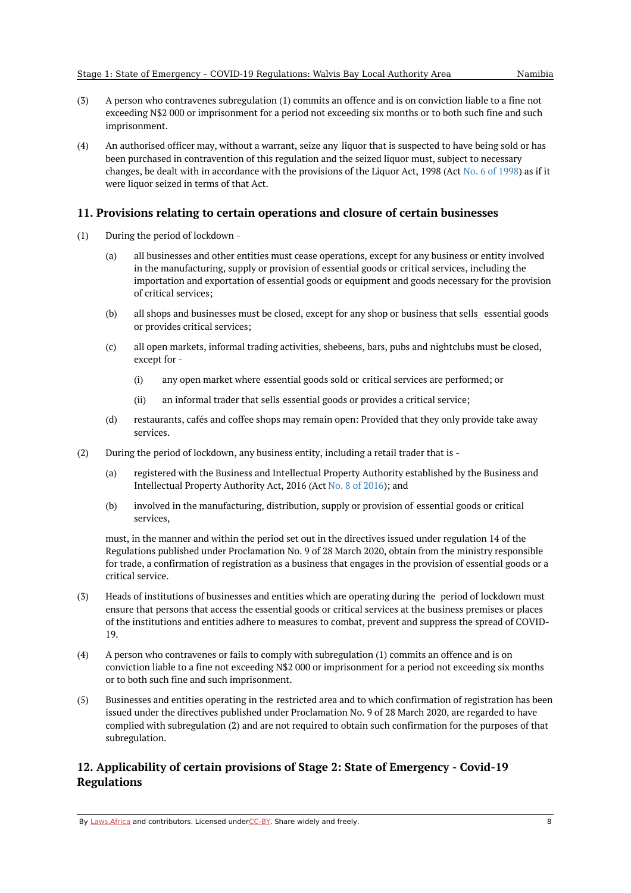(3) A person who contravenes subregulation (1) commits an offence and is on conviction liable to a fine not exceeding N$2 000 or imprisonment for a period not exceeding six months or to both such fine and such imprisonment.

(4) An authorised officer may, without a warrant, seize any liquor that is suspected to have being sold or has been purchased in contravention of this regulation and the seized liquor must, subject to necessary changes, be dealt with in accordance with the provisions of the Liquor Act, 1998 (Act No. 6 of 1998) as if it were liquor seized in terms of that Act.

## 11. Provisions relating to certain operations and closure of certain businesses

(1) During the period of lockdown -

(a) all businesses and other entities must cease operations, except for any business or entity involved in the manufacturing, supply or provision of essential goods or critical services, including the importation and exportation of essential goods or equipment and goods necessary for the provision of critical services;

(b) all shops and businesses must be closed, except for any shop or business that sells essential goods or provides critical services;

(c) all open markets, informal trading activities, shebeens, bars, pubs and nightclubs must be closed, except for -

(i) any open market where essential goods sold or critical services are performed; or

(ii) an informal trader that sells essential goods or provides a critical service;

(d) restaurants, cafés and coffee shops may remain open: Provided that they only provide take away services.

(2) During the period of lockdown, any business entity, including a retail trader that is -

(a) registered with the Business and Intellectual Property Authority established by the Business and Intellectual Property Authority Act, 2016 (Act No. 8 of 2016); and

(b) involved in the manufacturing, distribution, supply or provision of essential goods or critical services,

must, in the manner and within the period set out in the directives issued under regulation 14 of the Regulations published under Proclamation No. 9 of 28 March 2020, obtain from the ministry responsible for trade, a confirmation of registration as a business that engages in the provision of essential goods or a critical service.

(3) Heads of institutions of businesses and entities which are operating during the period of lockdown must ensure that persons that access the essential goods or critical services at the business premises or places of the institutions and entities adhere to measures to combat, prevent and suppress the spread of COVID-19.

(4) A person who contravenes or fails to comply with subregulation (1) commits an offence and is on conviction liable to a fine not exceeding N$2 000 or imprisonment for a period not exceeding six months or to both such fine and such imprisonment.

(5) Businesses and entities operating in the restricted area and to which confirmation of registration has been issued under the directives published under Proclamation No. 9 of 28 March 2020, are regarded to have complied with subregulation (2) and are not required to obtain such confirmation for the purposes of that subregulation.

## 12. Applicability of certain provisions of Stage 2: State of Emergency - Covid-19 Regulations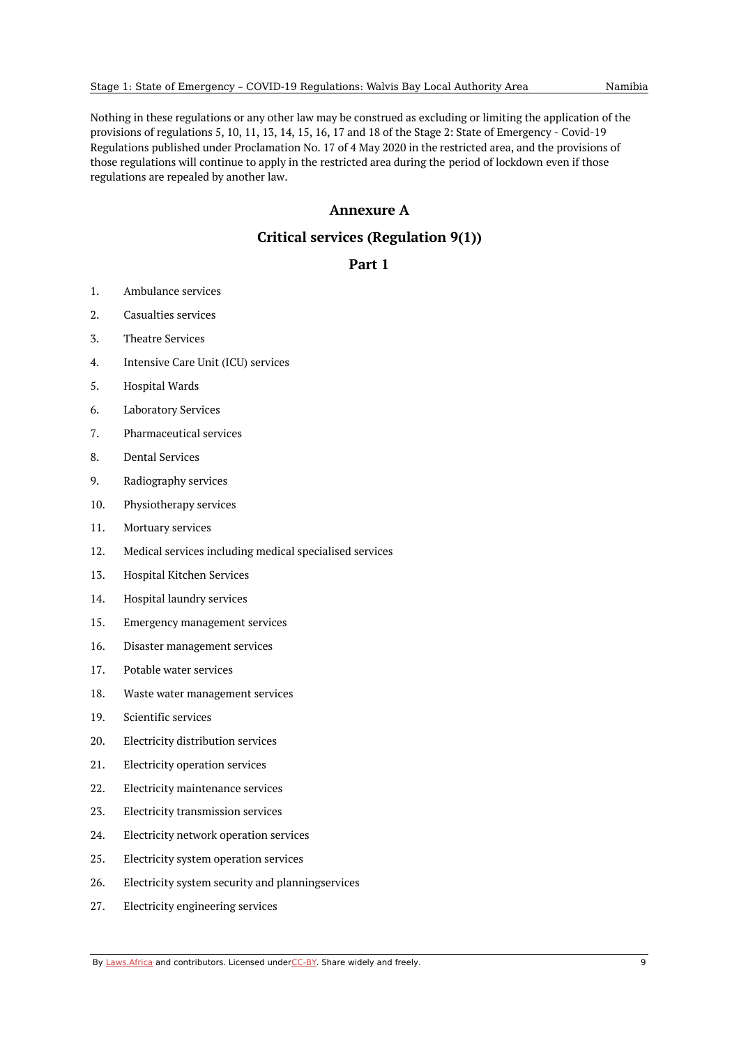Nothing in these regulations or any other law may be construed as excluding or limiting the application of the provisions of regulations 5, 10, 11, 13, 14, 15, 16, 17 and 18 of the Stage 2: State of Emergency - Covid-19 Regulations published under Proclamation No. 17 of 4 May 2020 in the restricted area, and the provisions of those regulations will continue to apply in the restricted area during the period of lockdown even if those regulations are repealed by another law.

## Annexure A

## Critical services (Regulation 9(1))

### Part 1

1. Ambulance services
2. Casualties services
3. Theatre Services
4. Intensive Care Unit (ICU) services
5. Hospital Wards
6. Laboratory Services
7. Pharmaceutical services
8. Dental Services
9. Radiography services
10. Physiotherapy services
11. Mortuary services
12. Medical services including medical specialised services
13. Hospital Kitchen Services
14. Hospital laundry services
15. Emergency management services
16. Disaster management services
17. Potable water services
18. Waste water management services
19. Scientific services
20. Electricity distribution services
21. Electricity operation services
22. Electricity maintenance services
23. Electricity transmission services
24. Electricity network operation services
25. Electricity system operation services
26. Electricity system security and planningservices
27. Electricity engineering services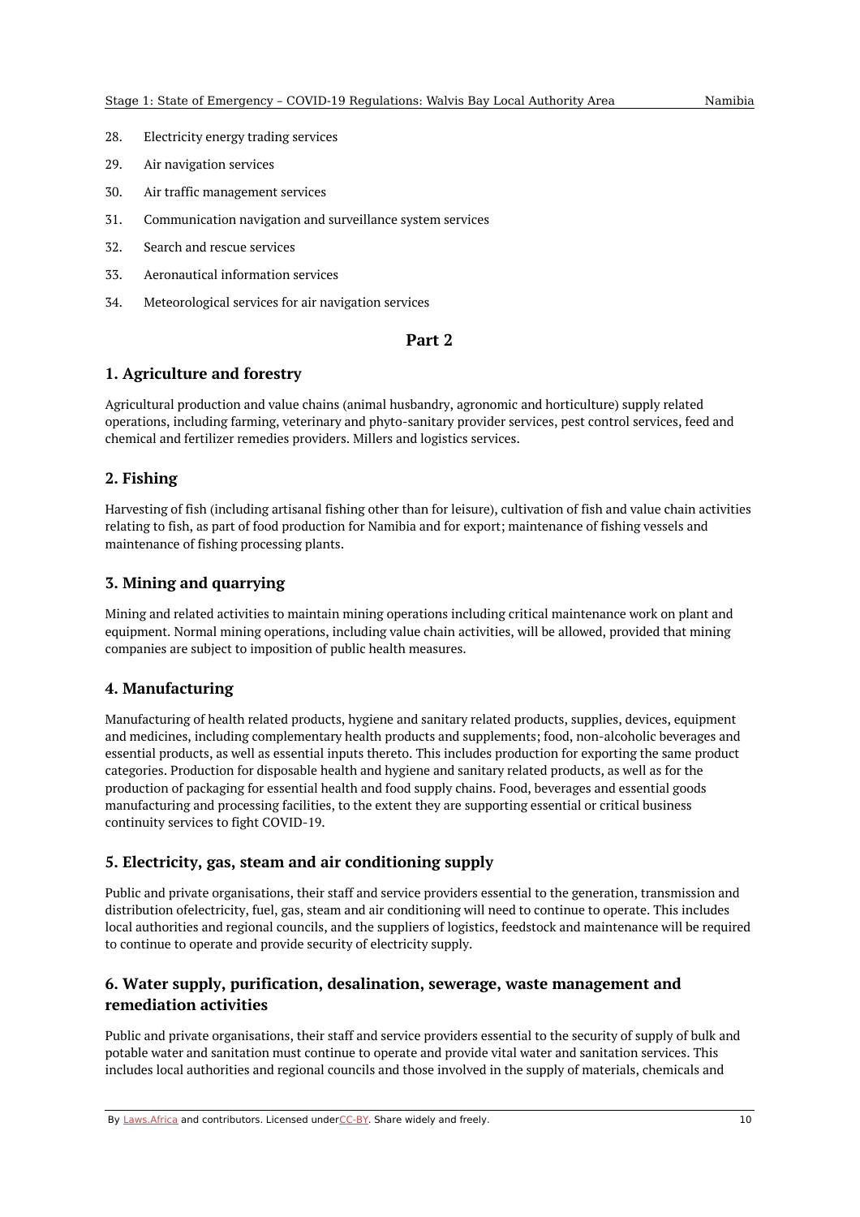28. Electricity energy trading services

29. Air navigation services

30. Air traffic management services

31. Communication navigation and surveillance system services

32. Search and rescue services

33. Aeronautical information services

34. Meteorological services for air navigation services

## Part 2

### 1. Agriculture and forestry

Agricultural production and value chains (animal husbandry, agronomic and horticulture) supply related operations, including farming, veterinary and phyto-sanitary provider services, pest control services, feed and chemical and fertilizer remedies providers. Millers and logistics services.

### 2. Fishing

Harvesting of fish (including artisanal fishing other than for leisure), cultivation of fish and value chain activities relating to fish, as part of food production for Namibia and for export; maintenance of fishing vessels and maintenance of fishing processing plants.

### 3. Mining and quarrying

Mining and related activities to maintain mining operations including critical maintenance work on plant and equipment. Normal mining operations, including value chain activities, will be allowed, provided that mining companies are subject to imposition of public health measures.

### 4. Manufacturing

Manufacturing of health related products, hygiene and sanitary related products, supplies, devices, equipment and medicines, including complementary health products and supplements; food, non-alcoholic beverages and essential products, as well as essential inputs thereto. This includes production for exporting the same product categories. Production for disposable health and hygiene and sanitary related products, as well as for the production of packaging for essential health and food supply chains. Food, beverages and essential goods manufacturing and processing facilities, to the extent they are supporting essential or critical business continuity services to fight COVID-19.

### 5. Electricity, gas, steam and air conditioning supply

Public and private organisations, their staff and service providers essential to the generation, transmission and distribution ofelectricity, fuel, gas, steam and air conditioning will need to continue to operate. This includes local authorities and regional councils, and the suppliers of logistics, feedstock and maintenance will be required to continue to operate and provide security of electricity supply.

### 6. Water supply, purification, desalination, sewerage, waste management and remediation activities

Public and private organisations, their staff and service providers essential to the security of supply of bulk and potable water and sanitation must continue to operate and provide vital water and sanitation services. This includes local authorities and regional councils and those involved in the supply of materials, chemicals and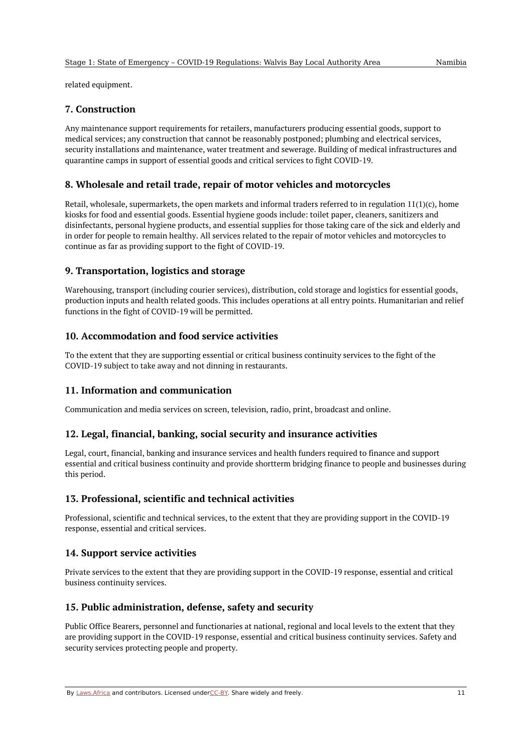related equipment.

## 7. Construction

Any maintenance support requirements for retailers, manufacturers producing essential goods, support to medical services; any construction that cannot be reasonably postponed; plumbing and electrical services, security installations and maintenance, water treatment and sewerage. Building of medical infrastructures and quarantine camps in support of essential goods and critical services to fight COVID-19.

## 8. Wholesale and retail trade, repair of motor vehicles and motorcycles

Retail, wholesale, supermarkets, the open markets and informal traders referred to in regulation 11(1)(c), home kiosks for food and essential goods. Essential hygiene goods include: toilet paper, cleaners, sanitizers and disinfectants, personal hygiene products, and essential supplies for those taking care of the sick and elderly and in order for people to remain healthy. All services related to the repair of motor vehicles and motorcycles to continue as far as providing support to the fight of COVID-19.

## 9. Transportation, logistics and storage

Warehousing, transport (including courier services), distribution, cold storage and logistics for essential goods, production inputs and health related goods. This includes operations at all entry points. Humanitarian and relief functions in the fight of COVID-19 will be permitted.

## 10. Accommodation and food service activities

To the extent that they are supporting essential or critical business continuity services to the fight of the COVID-19 subject to take away and not dinning in restaurants.

## 11. Information and communication

Communication and media services on screen, television, radio, print, broadcast and online.

## 12. Legal, financial, banking, social security and insurance activities

Legal, court, financial, banking and insurance services and health funders required to finance and support essential and critical business continuity and provide shortterm bridging finance to people and businesses during this period.

## 13. Professional, scientific and technical activities

Professional, scientific and technical services, to the extent that they are providing support in the COVID-19 response, essential and critical services.

## 14. Support service activities

Private services to the extent that they are providing support in the COVID-19 response, essential and critical business continuity services.

## 15. Public administration, defense, safety and security

Public Office Bearers, personnel and functionaries at national, regional and local levels to the extent that they are providing support in the COVID-19 response, essential and critical business continuity services. Safety and security services protecting people and property.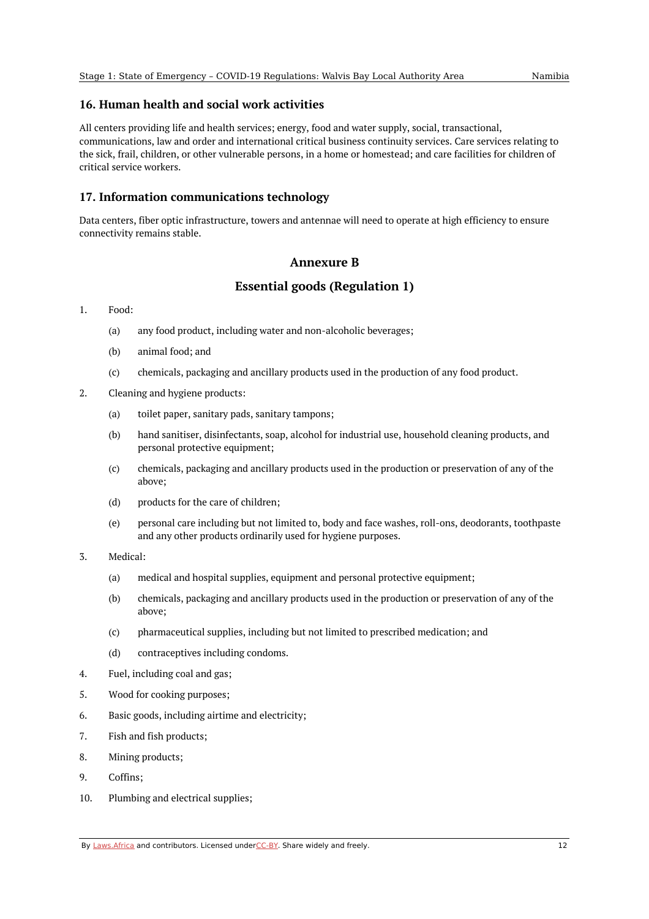### 16. Human health and social work activities

All centers providing life and health services; energy, food and water supply, social, transactional, communications, law and order and international critical business continuity services. Care services relating to the sick, frail, children, or other vulnerable persons, in a home or homestead; and care facilities for children of critical service workers.

### 17. Information communications technology

Data centers, fiber optic infrastructure, towers and antennae will need to operate at high efficiency to ensure connectivity remains stable.

## Annexure B

## Essential goods (Regulation 1)

1. Food:
   - (a) any food product, including water and non-alcoholic beverages;
   - (b) animal food; and
   - (c) chemicals, packaging and ancillary products used in the production of any food product.
2. Cleaning and hygiene products:
   - (a) toilet paper, sanitary pads, sanitary tampons;
   - (b) hand sanitiser, disinfectants, soap, alcohol for industrial use, household cleaning products, and personal protective equipment;
   - (c) chemicals, packaging and ancillary products used in the production or preservation of any of the above;
   - (d) products for the care of children;
   - (e) personal care including but not limited to, body and face washes, roll-ons, deodorants, toothpaste and any other products ordinarily used for hygiene purposes.
3. Medical:
   - (a) medical and hospital supplies, equipment and personal protective equipment;
   - (b) chemicals, packaging and ancillary products used in the production or preservation of any of the above;
   - (c) pharmaceutical supplies, including but not limited to prescribed medication; and
   - (d) contraceptives including condoms.
4. Fuel, including coal and gas;
5. Wood for cooking purposes;
6. Basic goods, including airtime and electricity;
7. Fish and fish products;
8. Mining products;
9. Coffins;
10. Plumbing and electrical supplies;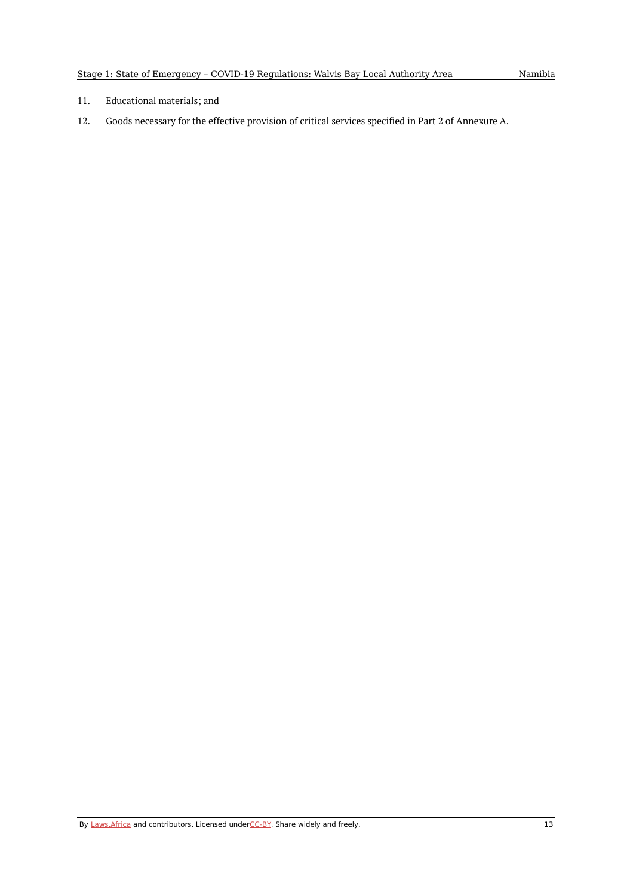11. Educational materials; and

12. Goods necessary for the effective provision of critical services specified in Part 2 of Annexure A.